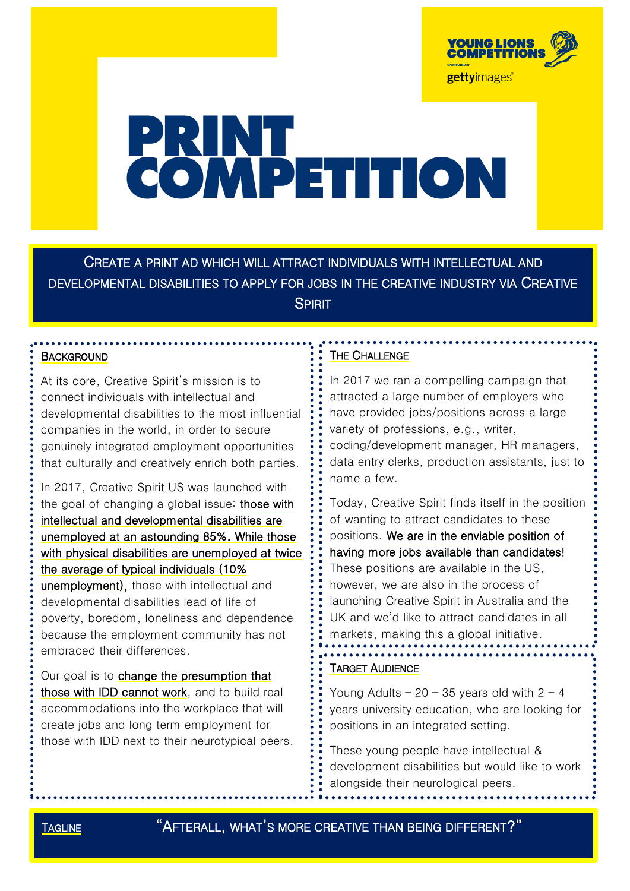YOUNG LIONS COMPETITIONS

SPONSORED BY gettyimages

# PRINT COMPETITION

CREATE A PRINT AD WHICH WILL ATTRACT INDIVIDUALS WITH INTELLECTUAL AND DEVELOPMENTAL DISABILITIES TO APPLY FOR JOBS IN THE CREATIVE INDUSTRY VIA CREATIVE SPIRIT

## BACKGROUND

At its core, Creative Spirit's mission is to connect individuals with intellectual and developmental disabilities to the most influential companies in the world, in order to secure genuinely integrated employment opportunities that culturally and creatively enrich both parties.

In 2017, Creative Spirit US was launched with the goal of changing a global issue: those with intellectual and developmental disabilities are unemployed at an astounding 85%. While those with physical disabilities are unemployed at twice the average of typical individuals (10% unemployment), those with intellectual and developmental disabilities lead of life of poverty, boredom, loneliness and dependence because the employment community has not embraced their differences.

Our goal is to change the presumption that those with IDD cannot work, and to build real accommodations into the workplace that will create jobs and long term employment for those with IDD next to their neurotypical peers.

## THE CHALLENGE

In 2017 we ran a compelling campaign that attracted a large number of employers who have provided jobs/positions across a large variety of professions, e.g., writer, coding/development manager, HR managers, data entry clerks, production assistants, just to name a few.

Today, Creative Spirit finds itself in the position of wanting to attract candidates to these positions. We are in the enviable position of having more jobs available than candidates! These positions are available in the US, however, we are also in the process of launching Creative Spirit in Australia and the UK and we'd like to attract candidates in all markets, making this a global initiative.

## TARGET AUDIENCE

Young Adults – 20 – 35 years old with 2 – 4 years university education, who are looking for positions in an integrated setting.

These young people have intellectual & development disabilities but would like to work alongside their neurological peers.

## TAGLINE

"AFTERALL, WHAT'S MORE CREATIVE THAN BEING DIFFERENT?"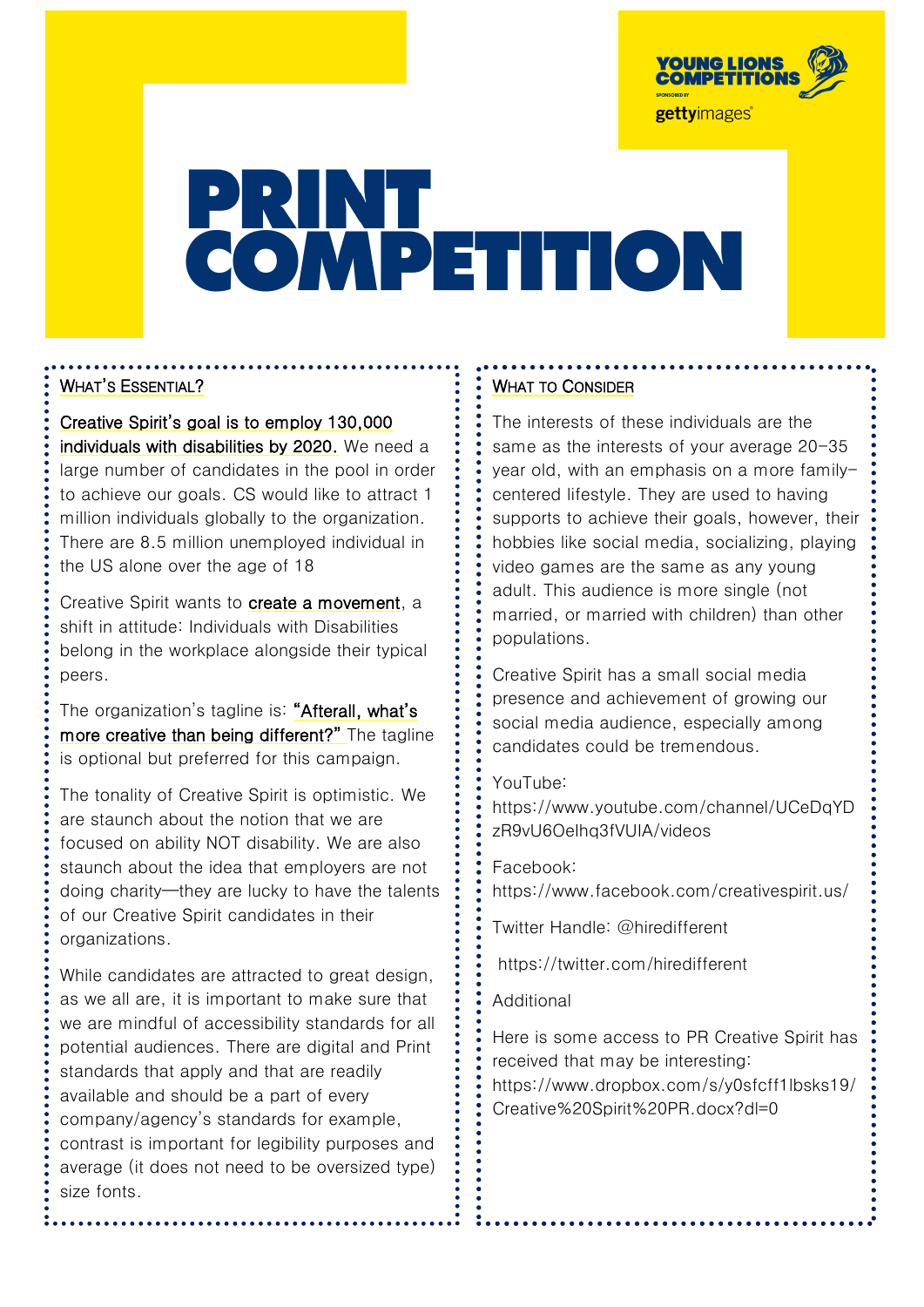# PRINT COMPETITION

YOUNG LIONS COMPETITIONS
SPONSORED BY
gettyimages

## WHAT'S ESSENTIAL?

Creative Spirit's goal is to employ 130,000 individuals with disabilities by 2020. We need a large number of candidates in the pool in order to achieve our goals. CS would like to attract 1 million individuals globally to the organization. There are 8.5 million unemployed individual in the US alone over the age of 18

Creative Spirit wants to create a movement, a shift in attitude: Individuals with Disabilities belong in the workplace alongside their typical peers.

The organization's tagline is: "Afterall, what's more creative than being different?" The tagline is optional but preferred for this campaign.

The tonality of Creative Spirit is optimistic. We are staunch about the notion that we are focused on ability NOT disability. We are also staunch about the idea that employers are not doing charity—they are lucky to have the talents of our Creative Spirit candidates in their organizations.

While candidates are attracted to great design, as we all are, it is important to make sure that we are mindful of accessibility standards for all potential audiences. There are digital and Print standards that apply and that are readily available and should be a part of every company/agency's standards for example, contrast is important for legibility purposes and average (it does not need to be oversized type) size fonts.

## WHAT TO CONSIDER

The interests of these individuals are the same as the interests of your average 20-35 year old, with an emphasis on a more family-centered lifestyle. They are used to having supports to achieve their goals, however, their hobbies like social media, socializing, playing video games are the same as any young adult. This audience is more single (not married, or married with children) than other populations.

Creative Spirit has a small social media presence and achievement of growing our social media audience, especially among candidates could be tremendous.

YouTube:
https://www.youtube.com/channel/UCeDqYDzR9vU6Oelhq3fVUIA/videos

Facebook:
https://www.facebook.com/creativespirit.us/

Twitter Handle: @hiredifferent

https://twitter.com/hiredifferent

Additional

Here is some access to PR Creative Spirit has received that may be interesting:
https://www.dropbox.com/s/y0sfcff1lbsks19/Creative%20Spirit%20PR.docx?dl=0